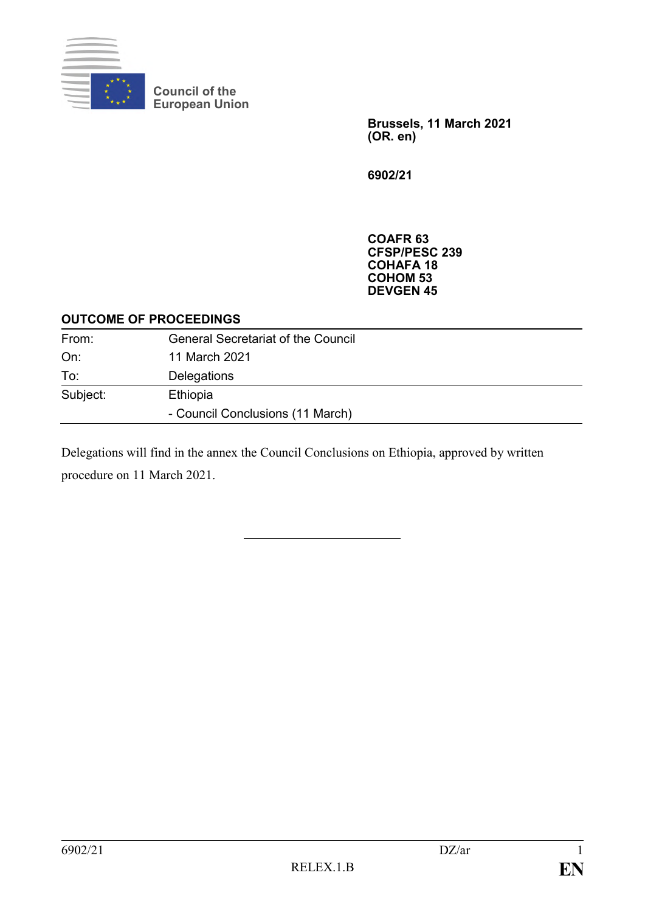Council of the
European Union

**Brussels, 11 March 2021**
**(OR. en)**

**6902/21**

**COAFR 63**
**CFSP/PESC 239**
**COHAFA 18**
**COHOM 53**
**DEVGEN 45**

**OUTCOME OF PROCEEDINGS**

| | |
|---|---|
| From: | General Secretariat of the Council |
| On: | 11 March 2021 |
| To: | Delegations |
| Subject: | Ethiopia |
| | - Council Conclusions (11 March) |

Delegations will find in the annex the Council Conclusions on Ethiopia, approved by written procedure on 11 March 2021.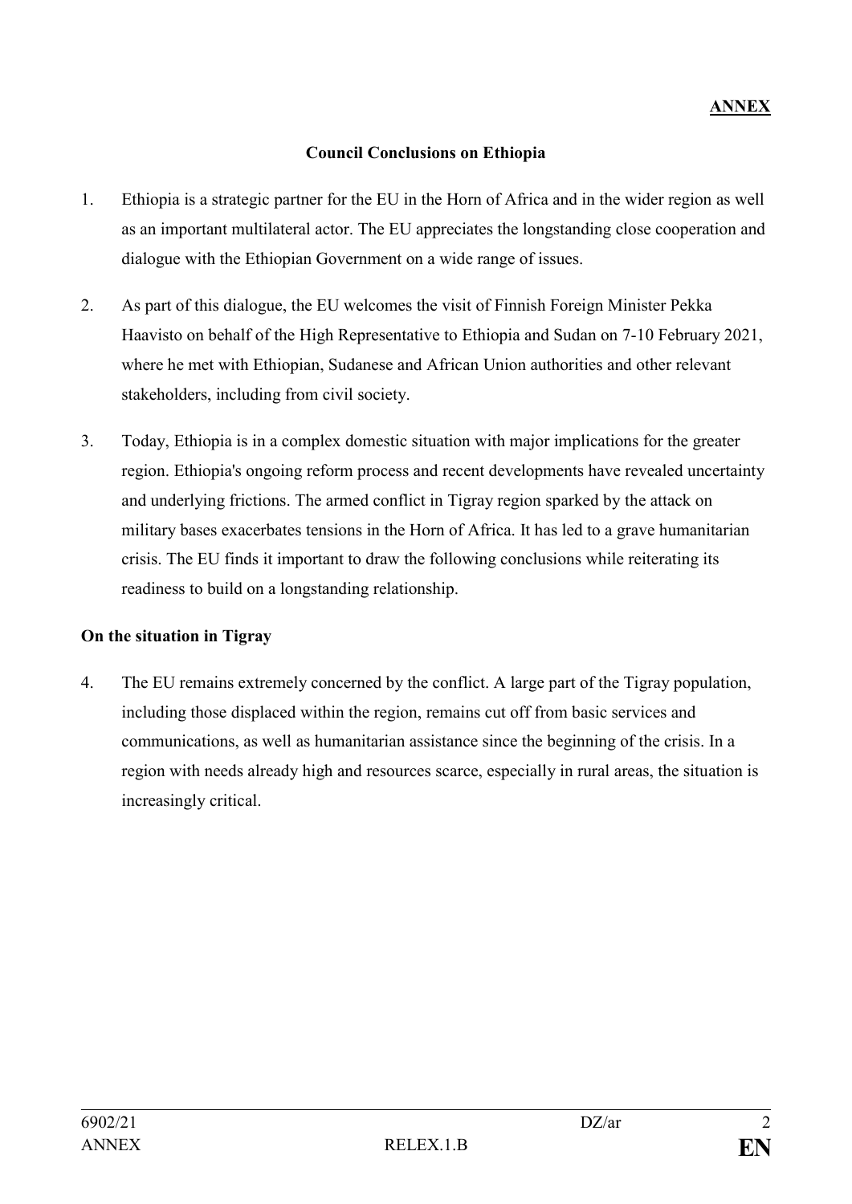**ANNEX**

## Council Conclusions on Ethiopia

1. Ethiopia is a strategic partner for the EU in the Horn of Africa and in the wider region as well as an important multilateral actor. The EU appreciates the longstanding close cooperation and dialogue with the Ethiopian Government on a wide range of issues.

2. As part of this dialogue, the EU welcomes the visit of Finnish Foreign Minister Pekka Haavisto on behalf of the High Representative to Ethiopia and Sudan on 7-10 February 2021, where he met with Ethiopian, Sudanese and African Union authorities and other relevant stakeholders, including from civil society.

3. Today, Ethiopia is in a complex domestic situation with major implications for the greater region. Ethiopia's ongoing reform process and recent developments have revealed uncertainty and underlying frictions. The armed conflict in Tigray region sparked by the attack on military bases exacerbates tensions in the Horn of Africa. It has led to a grave humanitarian crisis. The EU finds it important to draw the following conclusions while reiterating its readiness to build on a longstanding relationship.

### On the situation in Tigray

4. The EU remains extremely concerned by the conflict. A large part of the Tigray population, including those displaced within the region, remains cut off from basic services and communications, as well as humanitarian assistance since the beginning of the crisis. In a region with needs already high and resources scarce, especially in rural areas, the situation is increasingly critical.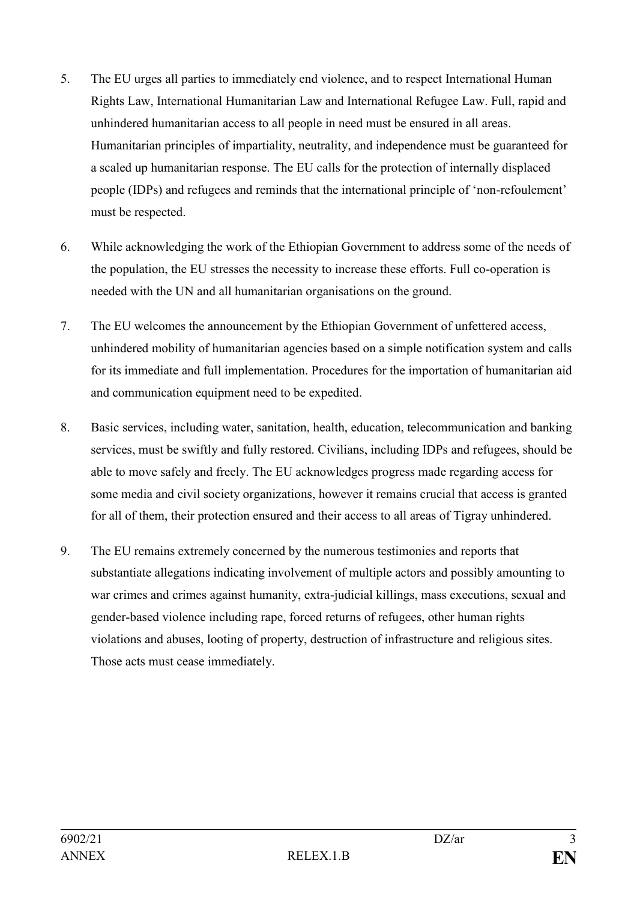5. The EU urges all parties to immediately end violence, and to respect International Human Rights Law, International Humanitarian Law and International Refugee Law. Full, rapid and unhindered humanitarian access to all people in need must be ensured in all areas. Humanitarian principles of impartiality, neutrality, and independence must be guaranteed for a scaled up humanitarian response. The EU calls for the protection of internally displaced people (IDPs) and refugees and reminds that the international principle of 'non-refoulement' must be respected.

6. While acknowledging the work of the Ethiopian Government to address some of the needs of the population, the EU stresses the necessity to increase these efforts. Full co-operation is needed with the UN and all humanitarian organisations on the ground.

7. The EU welcomes the announcement by the Ethiopian Government of unfettered access, unhindered mobility of humanitarian agencies based on a simple notification system and calls for its immediate and full implementation. Procedures for the importation of humanitarian aid and communication equipment need to be expedited.

8. Basic services, including water, sanitation, health, education, telecommunication and banking services, must be swiftly and fully restored. Civilians, including IDPs and refugees, should be able to move safely and freely. The EU acknowledges progress made regarding access for some media and civil society organizations, however it remains crucial that access is granted for all of them, their protection ensured and their access to all areas of Tigray unhindered.

9. The EU remains extremely concerned by the numerous testimonies and reports that substantiate allegations indicating involvement of multiple actors and possibly amounting to war crimes and crimes against humanity, extra-judicial killings, mass executions, sexual and gender-based violence including rape, forced returns of refugees, other human rights violations and abuses, looting of property, destruction of infrastructure and religious sites. Those acts must cease immediately.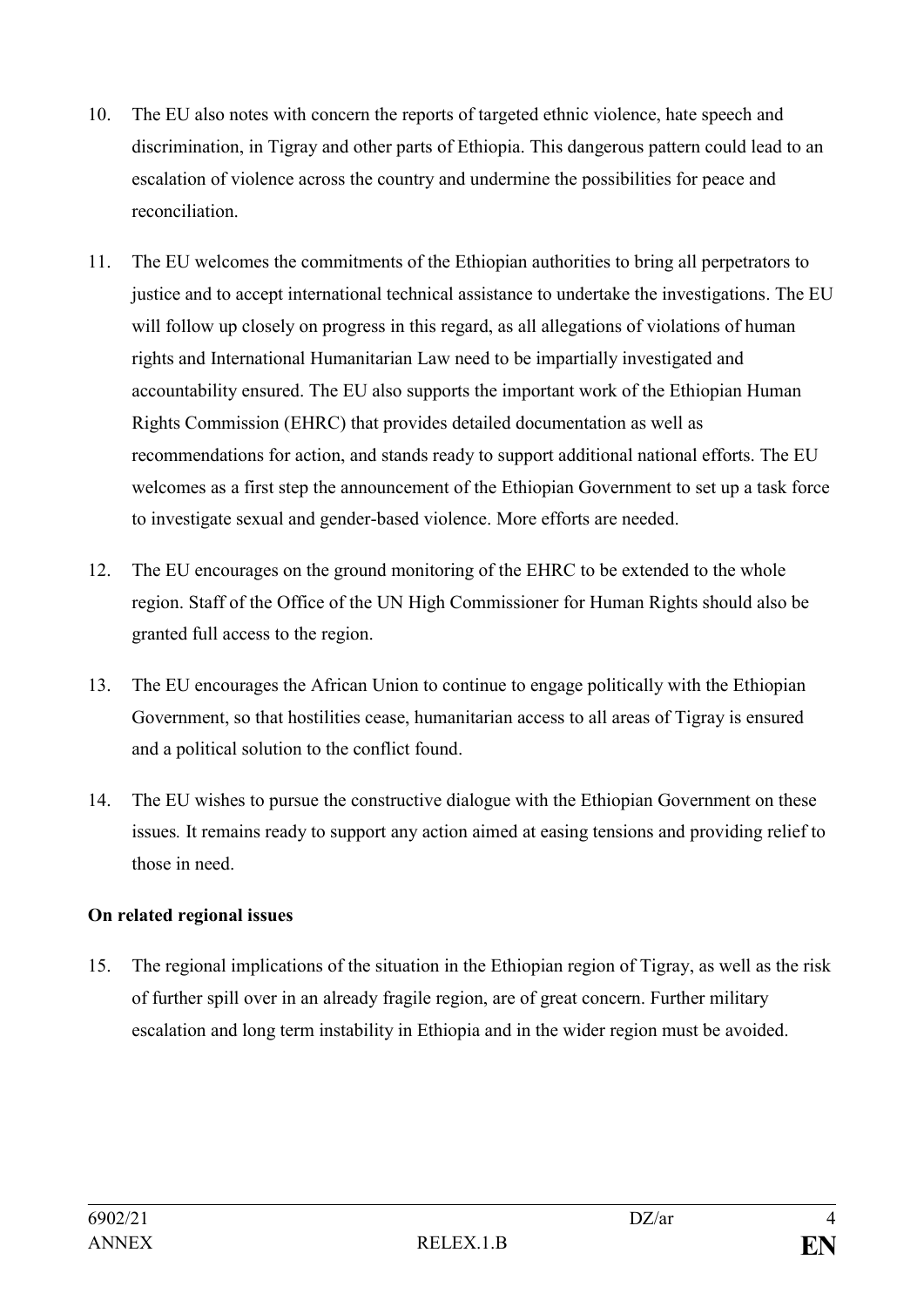10. The EU also notes with concern the reports of targeted ethnic violence, hate speech and discrimination, in Tigray and other parts of Ethiopia. This dangerous pattern could lead to an escalation of violence across the country and undermine the possibilities for peace and reconciliation.

11. The EU welcomes the commitments of the Ethiopian authorities to bring all perpetrators to justice and to accept international technical assistance to undertake the investigations. The EU will follow up closely on progress in this regard, as all allegations of violations of human rights and International Humanitarian Law need to be impartially investigated and accountability ensured. The EU also supports the important work of the Ethiopian Human Rights Commission (EHRC) that provides detailed documentation as well as recommendations for action, and stands ready to support additional national efforts. The EU welcomes as a first step the announcement of the Ethiopian Government to set up a task force to investigate sexual and gender-based violence. More efforts are needed.

12. The EU encourages on the ground monitoring of the EHRC to be extended to the whole region. Staff of the Office of the UN High Commissioner for Human Rights should also be granted full access to the region.

13. The EU encourages the African Union to continue to engage politically with the Ethiopian Government, so that hostilities cease, humanitarian access to all areas of Tigray is ensured and a political solution to the conflict found.

14. The EU wishes to pursue the constructive dialogue with the Ethiopian Government on these issues. It remains ready to support any action aimed at easing tensions and providing relief to those in need.

**On related regional issues**

15. The regional implications of the situation in the Ethiopian region of Tigray, as well as the risk of further spill over in an already fragile region, are of great concern. Further military escalation and long term instability in Ethiopia and in the wider region must be avoided.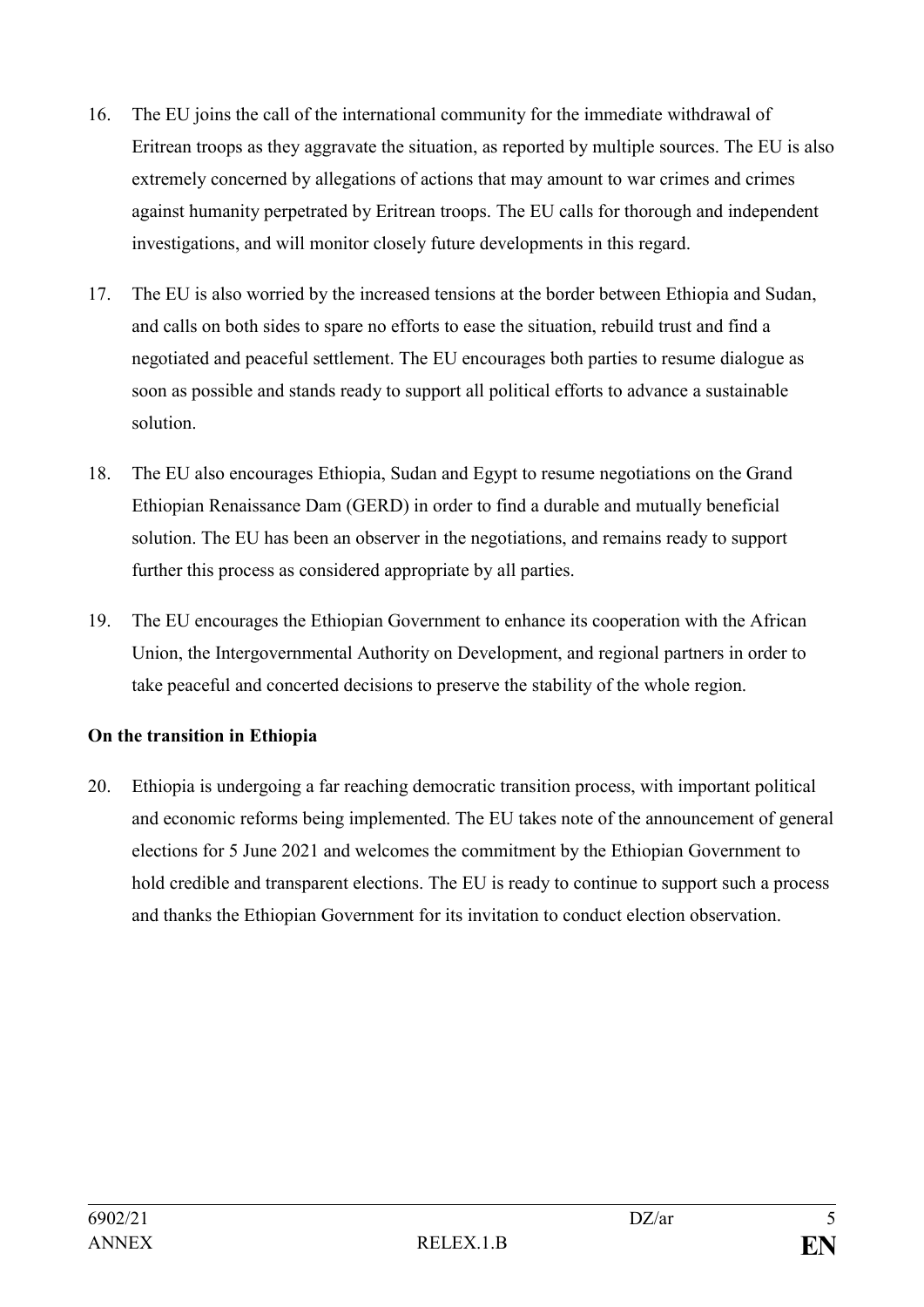16. The EU joins the call of the international community for the immediate withdrawal of Eritrean troops as they aggravate the situation, as reported by multiple sources. The EU is also extremely concerned by allegations of actions that may amount to war crimes and crimes against humanity perpetrated by Eritrean troops. The EU calls for thorough and independent investigations, and will monitor closely future developments in this regard.

17. The EU is also worried by the increased tensions at the border between Ethiopia and Sudan, and calls on both sides to spare no efforts to ease the situation, rebuild trust and find a negotiated and peaceful settlement. The EU encourages both parties to resume dialogue as soon as possible and stands ready to support all political efforts to advance a sustainable solution.

18. The EU also encourages Ethiopia, Sudan and Egypt to resume negotiations on the Grand Ethiopian Renaissance Dam (GERD) in order to find a durable and mutually beneficial solution. The EU has been an observer in the negotiations, and remains ready to support further this process as considered appropriate by all parties.

19. The EU encourages the Ethiopian Government to enhance its cooperation with the African Union, the Intergovernmental Authority on Development, and regional partners in order to take peaceful and concerted decisions to preserve the stability of the whole region.

**On the transition in Ethiopia**

20. Ethiopia is undergoing a far reaching democratic transition process, with important political and economic reforms being implemented. The EU takes note of the announcement of general elections for 5 June 2021 and welcomes the commitment by the Ethiopian Government to hold credible and transparent elections. The EU is ready to continue to support such a process and thanks the Ethiopian Government for its invitation to conduct election observation.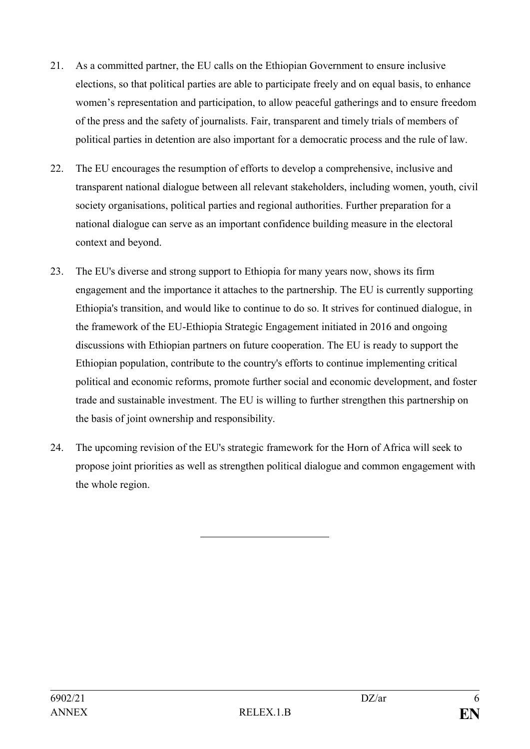21. As a committed partner, the EU calls on the Ethiopian Government to ensure inclusive elections, so that political parties are able to participate freely and on equal basis, to enhance women's representation and participation, to allow peaceful gatherings and to ensure freedom of the press and the safety of journalists. Fair, transparent and timely trials of members of political parties in detention are also important for a democratic process and the rule of law.

22. The EU encourages the resumption of efforts to develop a comprehensive, inclusive and transparent national dialogue between all relevant stakeholders, including women, youth, civil society organisations, political parties and regional authorities. Further preparation for a national dialogue can serve as an important confidence building measure in the electoral context and beyond.

23. The EU's diverse and strong support to Ethiopia for many years now, shows its firm engagement and the importance it attaches to the partnership. The EU is currently supporting Ethiopia's transition, and would like to continue to do so. It strives for continued dialogue, in the framework of the EU-Ethiopia Strategic Engagement initiated in 2016 and ongoing discussions with Ethiopian partners on future cooperation. The EU is ready to support the Ethiopian population, contribute to the country's efforts to continue implementing critical political and economic reforms, promote further social and economic development, and foster trade and sustainable investment. The EU is willing to further strengthen this partnership on the basis of joint ownership and responsibility.

24. The upcoming revision of the EU's strategic framework for the Horn of Africa will seek to propose joint priorities as well as strengthen political dialogue and common engagement with the whole region.